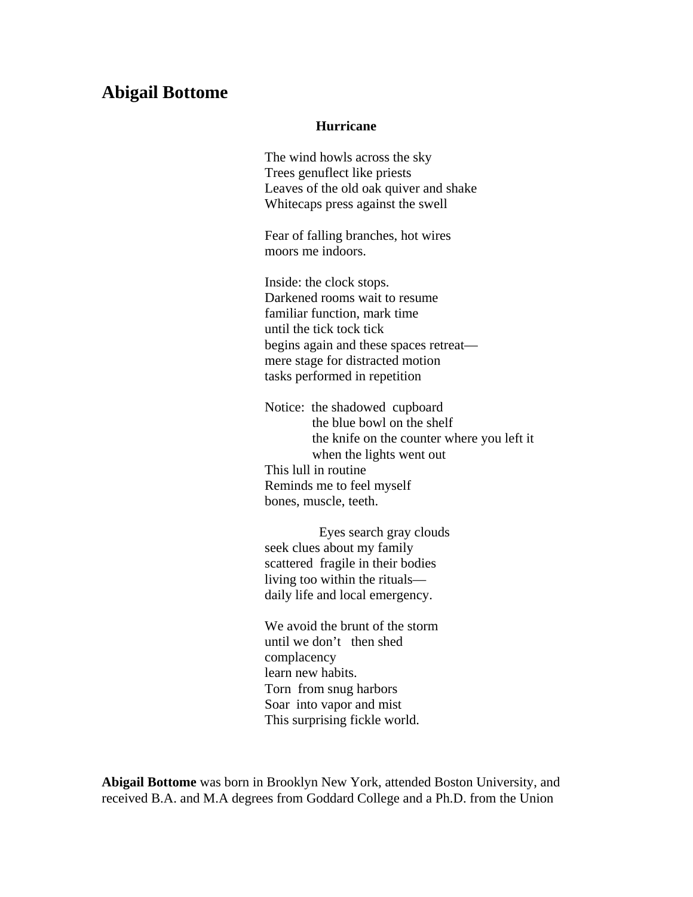## Abigail Bottome

### Hurricane

The wind howls across the sky  
Trees genuflect like priests  
Leaves of the old oak quiver and shake  
Whitecaps press against the swell

Fear of falling branches, hot wires  
moors me indoors.

Inside: the clock stops.  
Darkened rooms wait to resume  
familiar function, mark time  
until the tick tock tick  
begins again and these spaces retreat—  
mere stage for distracted motion  
tasks performed in repetition

Notice:  the shadowed  cupboard  
            the blue bowl on the shelf  
            the knife on the counter where you left it  
            when the lights went out  
This lull in routine  
Reminds me to feel myself  
bones, muscle, teeth.

            Eyes search gray clouds  
seek clues about my family  
scattered  fragile in their bodies  
living too within the rituals—  
daily life and local emergency.

We avoid the brunt of the storm  
until we don't   then shed  
complacency  
learn new habits.  
Torn  from snug harbors  
Soar  into vapor and mist  
This surprising fickle world.

**Abigail Bottome** was born in Brooklyn New York, attended Boston University, and received B.A. and M.A degrees from Goddard College and a Ph.D. from the Union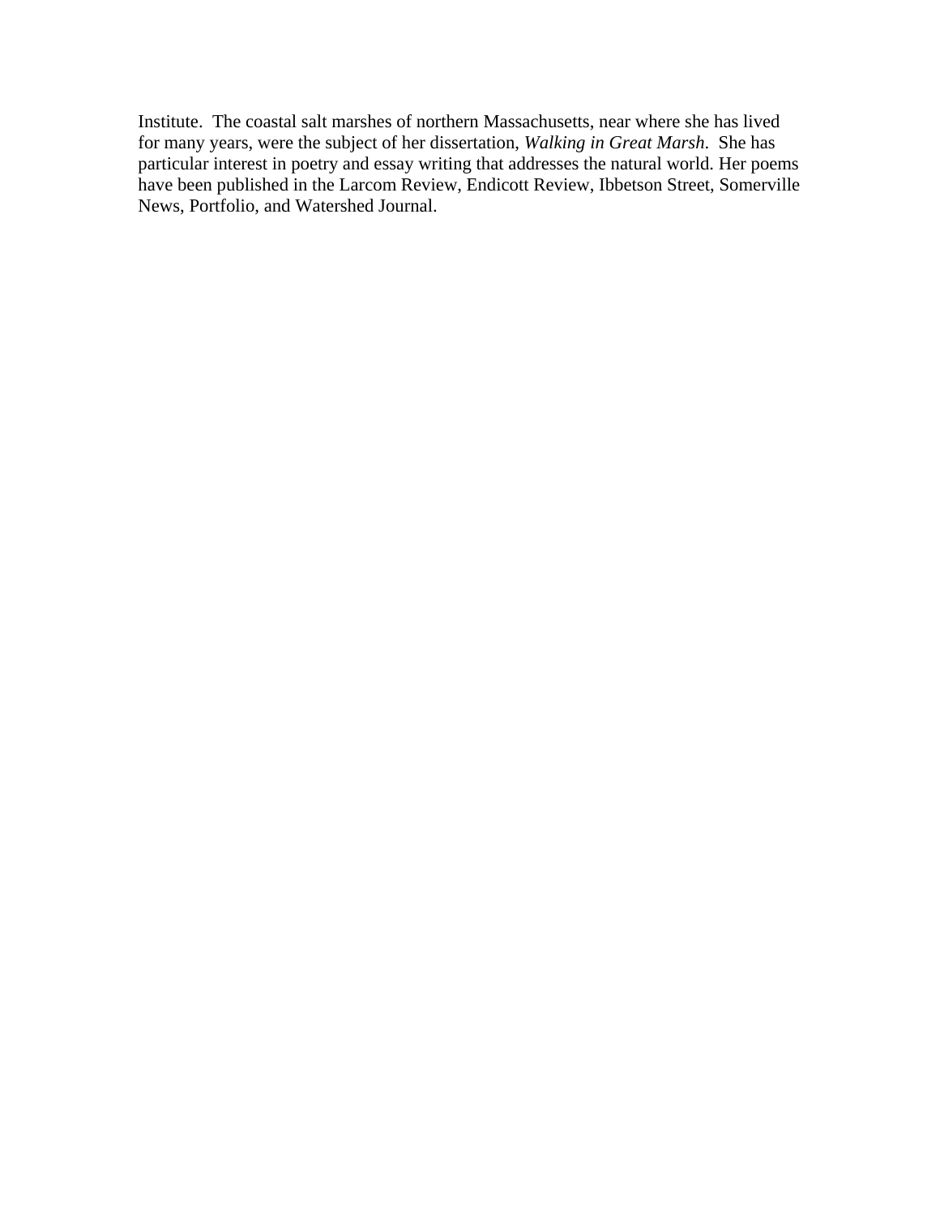Institute. The coastal salt marshes of northern Massachusetts, near where she has lived for many years, were the subject of her dissertation, *Walking in Great Marsh*. She has particular interest in poetry and essay writing that addresses the natural world. Her poems have been published in the Larcom Review, Endicott Review, Ibbetson Street, Somerville News, Portfolio, and Watershed Journal.